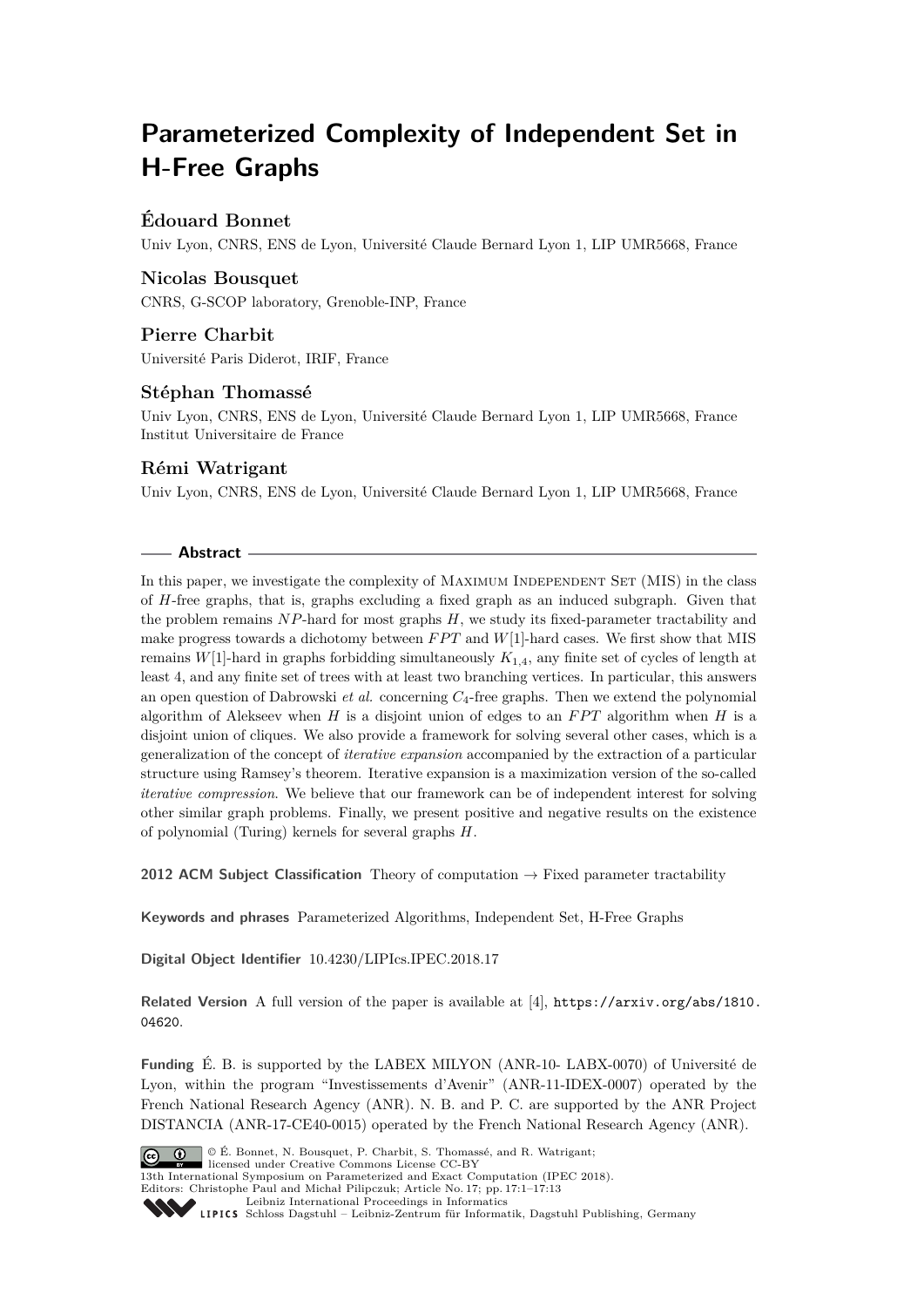# Parameterized Complexity of Independent Set in H-Free Graphs

**Édouard Bonnet**

Univ Lyon, CNRS, ENS de Lyon, Université Claude Bernard Lyon 1, LIP UMR5668, France

**Nicolas Bousquet**

CNRS, G-SCOP laboratory, Grenoble-INP, France

**Pierre Charbit**

Université Paris Diderot, IRIF, France

**Stéphan Thomassé**

Univ Lyon, CNRS, ENS de Lyon, Université Claude Bernard Lyon 1, LIP UMR5668, France
Institut Universitaire de France

**Rémi Watrigant**

Univ Lyon, CNRS, ENS de Lyon, Université Claude Bernard Lyon 1, LIP UMR5668, France

## Abstract

In this paper, we investigate the complexity of Maximum Independent Set (MIS) in the class of $H$-free graphs, that is, graphs excluding a fixed graph as an induced subgraph. Given that the problem remains $NP$-hard for most graphs $H$, we study its fixed-parameter tractability and make progress towards a dichotomy between $FPT$ and $W[1]$-hard cases. We first show that MIS remains $W[1]$-hard in graphs forbidding simultaneously $K_{1,4}$, any finite set of cycles of length at least 4, and any finite set of trees with at least two branching vertices. In particular, this answers an open question of Dabrowski *et al.* concerning $C_4$-free graphs. Then we extend the polynomial algorithm of Alekseev when $H$ is a disjoint union of edges to an $FPT$ algorithm when $H$ is a disjoint union of cliques. We also provide a framework for solving several other cases, which is a generalization of the concept of *iterative expansion* accompanied by the extraction of a particular structure using Ramsey's theorem. Iterative expansion is a maximization version of the so-called *iterative compression*. We believe that our framework can be of independent interest for solving other similar graph problems. Finally, we present positive and negative results on the existence of polynomial (Turing) kernels for several graphs $H$.

**2012 ACM Subject Classification** Theory of computation → Fixed parameter tractability

**Keywords and phrases** Parameterized Algorithms, Independent Set, H-Free Graphs

**Digital Object Identifier** 10.4230/LIPIcs.IPEC.2018.17

**Related Version** A full version of the paper is available at [4], https://arxiv.org/abs/1810.04620.

**Funding** É. B. is supported by the LABEX MILYON (ANR-10- LABX-0070) of Université de Lyon, within the program "Investissements d'Avenir" (ANR-11-IDEX-0007) operated by the French National Research Agency (ANR). N. B. and P. C. are supported by the ANR Project DISTANCIA (ANR-17-CE40-0015) operated by the French National Research Agency (ANR).

© É. Bonnet, N. Bousquet, P. Charbit, S. Thomassé, and R. Watrigant;
licensed under Creative Commons License CC-BY
13th International Symposium on Parameterized and Exact Computation (IPEC 2018).
Editors: Christophe Paul and Michał Pilipczuk; Article No. 17; pp. 17:1–17:13
Leibniz International Proceedings in Informatics
Schloss Dagstuhl – Leibniz-Zentrum für Informatik, Dagstuhl Publishing, Germany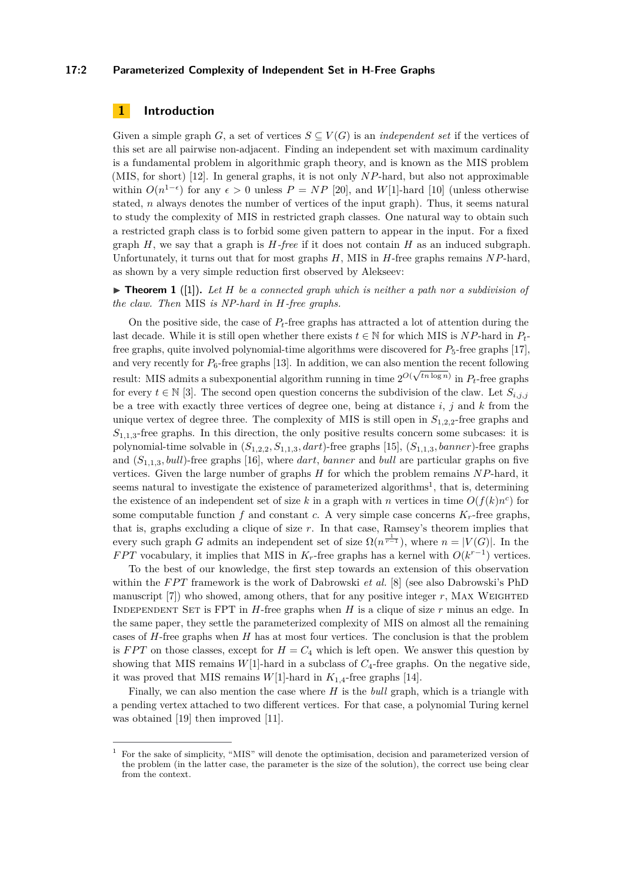## 1 Introduction

Given a simple graph $G$, a set of vertices $S \subseteq V(G)$ is an *independent set* if the vertices of this set are all pairwise non-adjacent. Finding an independent set with maximum cardinality is a fundamental problem in algorithmic graph theory, and is known as the MIS problem (MIS, for short) [12]. In general graphs, it is not only $NP$-hard, but also not approximable within $O(n^{1-\epsilon})$ for any $\epsilon > 0$ unless $P = NP$ [20], and $W[1]$-hard [10] (unless otherwise stated, $n$ always denotes the number of vertices of the input graph). Thus, it seems natural to study the complexity of MIS in restricted graph classes. One natural way to obtain such a restricted graph class is to forbid some given pattern to appear in the input. For a fixed graph $H$, we say that a graph is *$H$-free* if it does not contain $H$ as an induced subgraph. Unfortunately, it turns out that for most graphs $H$, MIS in $H$-free graphs remains $NP$-hard, as shown by a very simple reduction first observed by Alekseev:

▶ **Theorem 1** ([1]). *Let $H$ be a connected graph which is neither a path nor a subdivision of the claw. Then* MIS *is NP-hard in $H$-free graphs.*

On the positive side, the case of $P_t$-free graphs has attracted a lot of attention during the last decade. While it is still open whether there exists $t \in \mathbb{N}$ for which MIS is $NP$-hard in $P_t$-free graphs, quite involved polynomial-time algorithms were discovered for $P_5$-free graphs [17], and very recently for $P_6$-free graphs [13]. In addition, we can also mention the recent following result: MIS admits a subexponential algorithm running in time $2^{O(\sqrt{tn \log n})}$ in $P_t$-free graphs for every $t \in \mathbb{N}$ [3]. The second open question concerns the subdivision of the claw. Let $S_{i,j,j}$ be a tree with exactly three vertices of degree one, being at distance $i$, $j$ and $k$ from the unique vertex of degree three. The complexity of MIS is still open in $S_{1,2,2}$-free graphs and $S_{1,1,3}$-free graphs. In this direction, the only positive results concern some subcases: it is polynomial-time solvable in $(S_{1,2,2}, S_{1,1,3}, dart)$-free graphs [15], $(S_{1,1,3}, banner)$-free graphs and $(S_{1,1,3}, bull)$-free graphs [16], where *dart*, *banner* and *bull* are particular graphs on five vertices. Given the large number of graphs $H$ for which the problem remains $NP$-hard, it seems natural to investigate the existence of parameterized algorithms[1], that is, determining the existence of an independent set of size $k$ in a graph with $n$ vertices in time $O(f(k)n^c)$ for some computable function $f$ and constant $c$. A very simple case concerns $K_r$-free graphs, that is, graphs excluding a clique of size $r$. In that case, Ramsey's theorem implies that every such graph $G$ admits an independent set of size $\Omega(n^{\frac{1}{r-1}})$, where $n = |V(G)|$. In the $FPT$ vocabulary, it implies that MIS in $K_r$-free graphs has a kernel with $O(k^{r-1})$ vertices.

To the best of our knowledge, the first step towards an extension of this observation within the $FPT$ framework is the work of Dabrowski *et al.* [8] (see also Dabrowski's PhD manuscript [7]) who showed, among others, that for any positive integer $r$, Max Weighted Independent Set is FPT in $H$-free graphs when $H$ is a clique of size $r$ minus an edge. In the same paper, they settle the parameterized complexity of MIS on almost all the remaining cases of $H$-free graphs when $H$ has at most four vertices. The conclusion is that the problem is $FPT$ on those classes, except for $H = C_4$ which is left open. We answer this question by showing that MIS remains $W[1]$-hard in a subclass of $C_4$-free graphs. On the negative side, it was proved that MIS remains $W[1]$-hard in $K_{1,4}$-free graphs [14].

Finally, we can also mention the case where $H$ is the *bull* graph, which is a triangle with a pending vertex attached to two different vertices. For that case, a polynomial Turing kernel was obtained [19] then improved [11].

---

[1] For the sake of simplicity, "MIS" will denote the optimisation, decision and parameterized version of the problem (in the latter case, the parameter is the size of the solution), the correct use being clear from the context.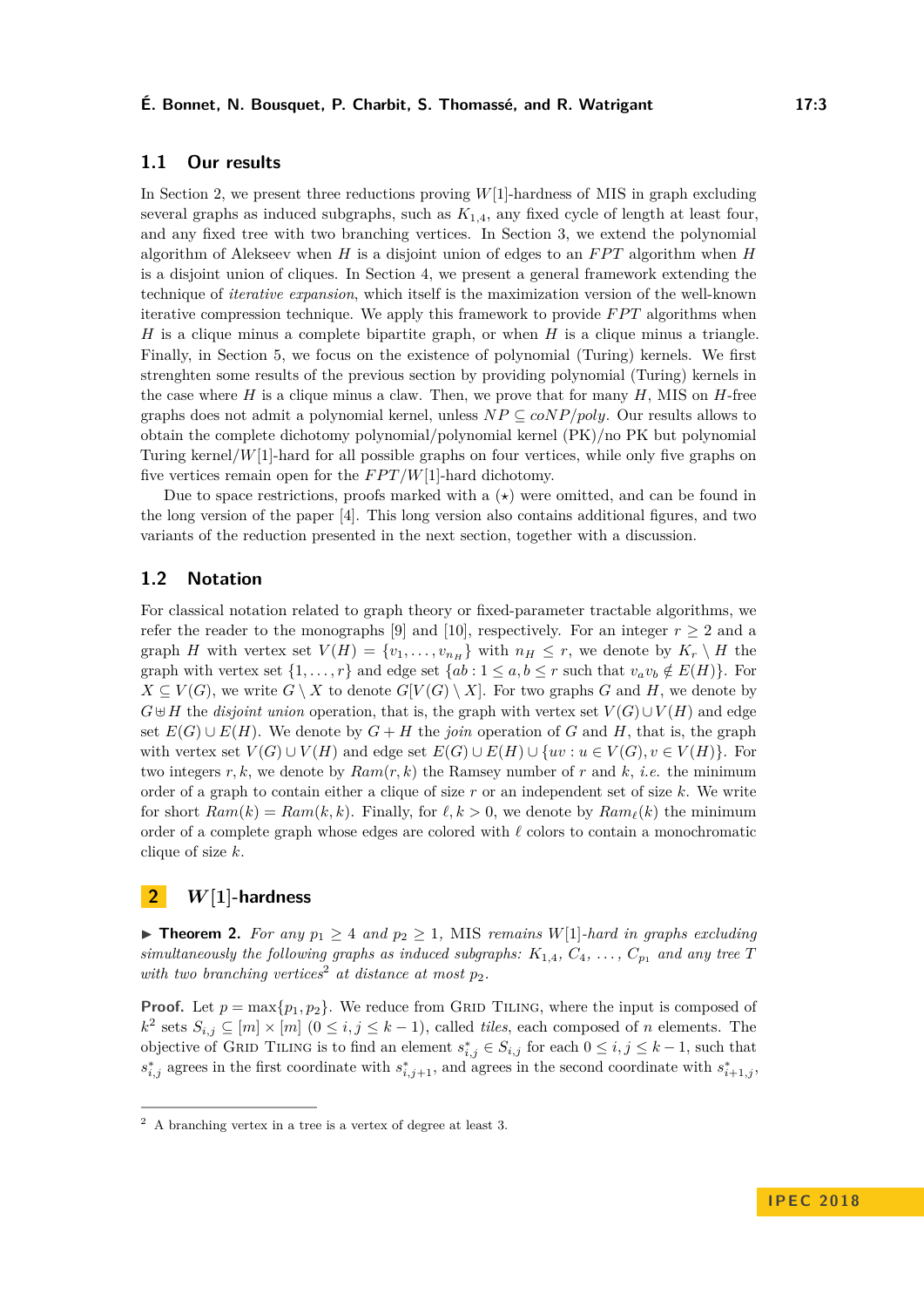## 1.1 Our results

In Section 2, we present three reductions proving $W[1]$-hardness of MIS in graph excluding several graphs as induced subgraphs, such as $K_{1,4}$, any fixed cycle of length at least four, and any fixed tree with two branching vertices. In Section 3, we extend the polynomial algorithm of Alekseev when $H$ is a disjoint union of edges to an $FPT$ algorithm when $H$ is a disjoint union of cliques. In Section 4, we present a general framework extending the technique of *iterative expansion*, which itself is the maximization version of the well-known iterative compression technique. We apply this framework to provide $FPT$ algorithms when $H$ is a clique minus a complete bipartite graph, or when $H$ is a clique minus a triangle. Finally, in Section 5, we focus on the existence of polynomial (Turing) kernels. We first strenghten some results of the previous section by providing polynomial (Turing) kernels in the case where $H$ is a clique minus a claw. Then, we prove that for many $H$, MIS on $H$-free graphs does not admit a polynomial kernel, unless $NP \subseteq coNP/poly$. Our results allows to obtain the complete dichotomy polynomial/polynomial kernel (PK)/no PK but polynomial Turing kernel/$W[1]$-hard for all possible graphs on four vertices, while only five graphs on five vertices remain open for the $FPT/W[1]$-hard dichotomy.

Due to space restrictions, proofs marked with a $(\star)$ were omitted, and can be found in the long version of the paper [4]. This long version also contains additional figures, and two variants of the reduction presented in the next section, together with a discussion.

## 1.2 Notation

For classical notation related to graph theory or fixed-parameter tractable algorithms, we refer the reader to the monographs [9] and [10], respectively. For an integer $r \geq 2$ and a graph $H$ with vertex set $V(H) = \{v_1, \ldots, v_{n_H}\}$ with $n_H \leq r$, we denote by $K_r \setminus H$ the graph with vertex set $\{1, \ldots, r\}$ and edge set $\{ab : 1 \leq a, b \leq r$ such that $v_a v_b \notin E(H)\}$. For $X \subseteq V(G)$, we write $G \setminus X$ to denote $G[V(G) \setminus X]$. For two graphs $G$ and $H$, we denote by $G \uplus H$ the *disjoint union* operation, that is, the graph with vertex set $V(G) \cup V(H)$ and edge set $E(G) \cup E(H)$. We denote by $G + H$ the *join* operation of $G$ and $H$, that is, the graph with vertex set $V(G) \cup V(H)$ and edge set $E(G) \cup E(H) \cup \{uv : u \in V(G), v \in V(H)\}$. For two integers $r, k$, we denote by $Ram(r, k)$ the Ramsey number of $r$ and $k$, *i.e.* the minimum order of a graph to contain either a clique of size $r$ or an independent set of size $k$. We write for short $Ram(k) = Ram(k, k)$. Finally, for $\ell, k > 0$, we denote by $Ram_\ell(k)$ the minimum order of a complete graph whose edges are colored with $\ell$ colors to contain a monochromatic clique of size $k$.

# 2 $W[1]$-hardness

▶ **Theorem 2.** *For any $p_1 \geq 4$ and $p_2 \geq 1$,* MIS *remains $W[1]$-hard in graphs excluding simultaneously the following graphs as induced subgraphs: $K_{1,4}$, $C_4$, $\ldots$, $C_{p_1}$ and any tree $T$ with two branching vertices[2] at distance at most $p_2$.*

**Proof.** Let $p = \max\{p_1, p_2\}$. We reduce from Grid Tiling, where the input is composed of $k^2$ sets $S_{i,j} \subseteq [m] \times [m]$ $(0 \leq i, j \leq k - 1)$, called *tiles*, each composed of $n$ elements. The objective of Grid Tiling is to find an element $s^*_{i,j} \in S_{i,j}$ for each $0 \leq i, j \leq k - 1$, such that $s^*_{i,j}$ agrees in the first coordinate with $s^*_{i,j+1}$, and agrees in the second coordinate with $s^*_{i+1,j}$,

[2] A branching vertex in a tree is a vertex of degree at least 3.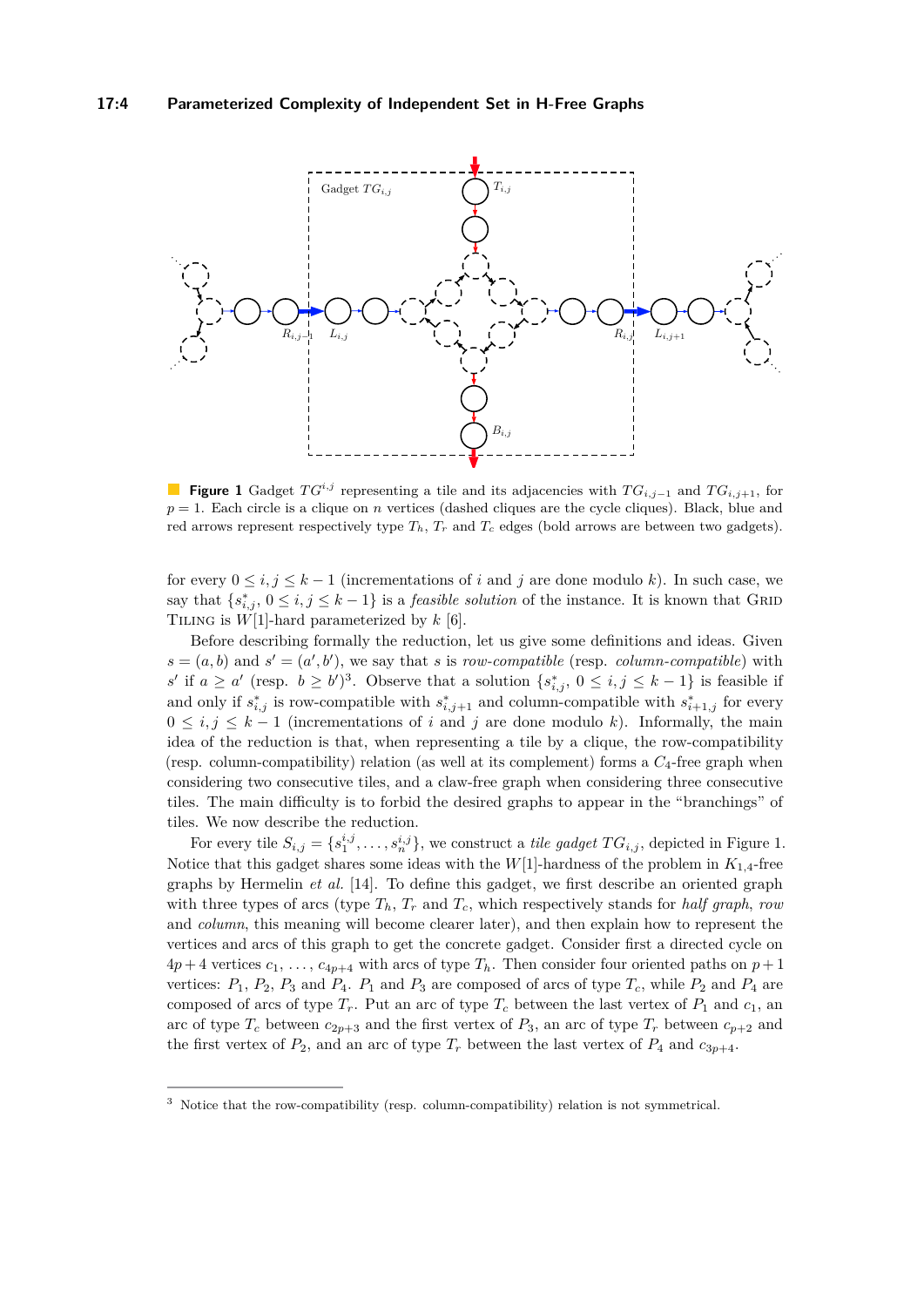**Figure 1** Gadget $TG^{i,j}$ representing a tile and its adjacencies with $TG_{i,j-1}$ and $TG_{i,j+1}$, for $p = 1$. Each circle is a clique on $n$ vertices (dashed cliques are the cycle cliques). Black, blue and red arrows represent respectively type $T_h$, $T_r$ and $T_c$ edges (bold arrows are between two gadgets).

for every $0 \leq i, j \leq k-1$ (incrementations of $i$ and $j$ are done modulo $k$). In such case, we say that $\{s^*_{i,j},\ 0 \leq i, j \leq k-1\}$ is a *feasible solution* of the instance. It is known that Grid Tiling is $W[1]$-hard parameterized by $k$ [6].

Before describing formally the reduction, let us give some definitions and ideas. Given $s = (a, b)$ and $s' = (a', b')$, we say that $s$ is *row-compatible* (resp. *column-compatible*) with $s'$ if $a \geq a'$ (resp. $b \geq b'$)[3]. Observe that a solution $\{s^*_{i,j},\ 0 \leq i, j \leq k-1\}$ is feasible if and only if $s^*_{i,j}$ is row-compatible with $s^*_{i,j+1}$ and column-compatible with $s^*_{i+1,j}$ for every $0 \leq i, j \leq k-1$ (incrementations of $i$ and $j$ are done modulo $k$). Informally, the main idea of the reduction is that, when representing a tile by a clique, the row-compatibility (resp. column-compatibility) relation (as well at its complement) forms a $C_4$-free graph when considering two consecutive tiles, and a claw-free graph when considering three consecutive tiles. The main difficulty is to forbid the desired graphs to appear in the "branchings" of tiles. We now describe the reduction.

For every tile $S_{i,j} = \{s^{i,j}_1, \ldots, s^{i,j}_n\}$, we construct a *tile gadget* $TG_{i,j}$, depicted in Figure 1. Notice that this gadget shares some ideas with the $W[1]$-hardness of the problem in $K_{1,4}$-free graphs by Hermelin *et al.* [14]. To define this gadget, we first describe an oriented graph with three types of arcs (type $T_h$, $T_r$ and $T_c$, which respectively stands for *half graph*, *row* and *column*, this meaning will become clearer later), and then explain how to represent the vertices and arcs of this graph to get the concrete gadget. Consider first a directed cycle on $4p+4$ vertices $c_1, \ldots, c_{4p+4}$ with arcs of type $T_h$. Then consider four oriented paths on $p+1$ vertices: $P_1$, $P_2$, $P_3$ and $P_4$. $P_1$ and $P_3$ are composed of arcs of type $T_c$, while $P_2$ and $P_4$ are composed of arcs of type $T_r$. Put an arc of type $T_c$ between the last vertex of $P_1$ and $c_1$, an arc of type $T_c$ between $c_{2p+3}$ and the first vertex of $P_3$, an arc of type $T_r$ between $c_{p+2}$ and the first vertex of $P_2$, and an arc of type $T_r$ between the last vertex of $P_4$ and $c_{3p+4}$.

[3] Notice that the row-compatibility (resp. column-compatibility) relation is not symmetrical.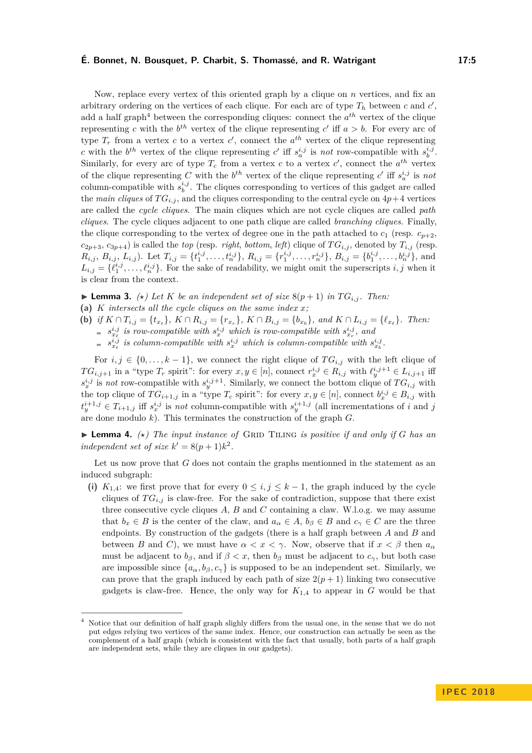Now, replace every vertex of this oriented graph by a clique on $n$ vertices, and fix an arbitrary ordering on the vertices of each clique. For each arc of type $T_h$ between $c$ and $c'$, add a half graph[4] between the corresponding cliques: connect the $a^{th}$ vertex of the clique representing $c$ with the $b^{th}$ vertex of the clique representing $c'$ iff $a > b$. For every arc of type $T_r$ from a vertex $c$ to a vertex $c'$, connect the $a^{th}$ vertex of the clique representing $c$ with the $b^{th}$ vertex of the clique representing $c'$ iff $s_a^{i,j}$ is *not* row-compatible with $s_b^{i,j}$. Similarly, for every arc of type $T_c$ from a vertex $c$ to a vertex $c'$, connect the $a^{th}$ vertex of the clique representing $C$ with the $b^{th}$ vertex of the clique representing $c'$ iff $s_a^{i,j}$ is *not* column-compatible with $s_b^{i,j}$. The cliques corresponding to vertices of this gadget are called the *main cliques* of $TG_{i,j}$, and the cliques corresponding to the central cycle on $4p+4$ vertices are called the *cycle cliques*. The main cliques which are not cycle cliques are called *path cliques*. The cycle cliques adjacent to one path clique are called *branching cliques*. Finally, the clique corresponding to the vertex of degree one in the path attached to $c_1$ (resp. $c_{p+2}$, $c_{2p+3}$, $c_{3p+4}$) is called the *top* (resp. *right*, *bottom*, *left*) clique of $TG_{i,j}$, denoted by $T_{i,j}$ (resp. $R_{i,j}$, $B_{i,j}$, $L_{i,j}$). Let $T_{i,j} = \{t_1^{i,j}, \ldots, t_n^{i,j}\}$, $R_{i,j} = \{r_1^{i,j}, \ldots, r_n^{i,j}\}$, $B_{i,j} = \{b_1^{i,j}, \ldots, b_n^{i,j}\}$, and $L_{i,j} = \{\ell_1^{i,j}, \ldots, \ell_n^{i,j}\}$. For the sake of readability, we might omit the superscripts $i, j$ when it is clear from the context.

▶ **Lemma 3.** *(⋆) Let $K$ be an independent set of size $8(p+1)$ in $TG_{i,j}$. Then:*

**(a)** *$K$ intersects all the cycle cliques on the same index $x$;*

**(b)** *if $K \cap T_{i,j} = \{t_{x_t}\}$, $K \cap R_{i,j} = \{r_{x_r}\}$, $K \cap B_{i,j} = \{b_{x_b}\}$, and $K \cap L_{i,j} = \{\ell_{x_\ell}\}$. Then:*
- *$s_{x_\ell}^{i,j}$ is row-compatible with $s_x^{i,j}$ which is row-compatible with $s_{x_r}^{i,j}$, and*
- *$s_{x_t}^{i,j}$ is column-compatible with $s_x^{i,j}$ which is column-compatible with $s_{x_b}^{i,j}$.*

For $i, j \in \{0, \ldots, k-1\}$, we connect the right clique of $TG_{i,j}$ with the left clique of $TG_{i,j+1}$ in a "type $T_r$ spirit": for every $x, y \in [n]$, connect $r_x^{i,j} \in R_{i,j}$ with $\ell_y^{i,j+1} \in L_{i,j+1}$ iff $s_x^{i,j}$ is *not* row-compatible with $s_y^{i,j+1}$. Similarly, we connect the bottom clique of $TG_{i,j}$ with the top clique of $TG_{i+1,j}$ in a "type $T_c$ spirit": for every $x, y \in [n]$, connect $b_x^{i,j} \in B_{i,j}$ with $t_y^{i+1,j} \in T_{i+1,j}$ iff $s_x^{i,j}$ is *not* column-compatible with $s_y^{i+1,j}$ (all incrementations of $i$ and $j$ are done modulo $k$). This terminates the construction of the graph $G$.

▶ **Lemma 4.** *(⋆) The input instance of* Grid Tiling *is positive if and only if $G$ has an independent set of size $k' = 8(p+1)k^2$.*

Let us now prove that $G$ does not contain the graphs mentionned in the statement as an induced subgraph:

**(i)** $K_{1,4}$: we first prove that for every $0 \leq i, j \leq k-1$, the graph induced by the cycle cliques of $TG_{i,j}$ is claw-free. For the sake of contradiction, suppose that there exist three consecutive cycle cliques $A$, $B$ and $C$ containing a claw. W.l.o.g. we may assume that $b_x \in B$ is the center of the claw, and $a_\alpha \in A$, $b_\beta \in B$ and $c_\gamma \in C$ are the three endpoints. By construction of the gadgets (there is a half graph between $A$ and $B$ and between $B$ and $C$), we must have $\alpha < x < \gamma$. Now, observe that if $x < \beta$ then $a_\alpha$ must be adjacent to $b_\beta$, and if $\beta < x$, then $b_\beta$ must be adjacent to $c_\gamma$, but both case are impossible since $\{a_\alpha, b_\beta, c_\gamma\}$ is supposed to be an independent set. Similarly, we can prove that the graph induced by each path of size $2(p+1)$ linking two consecutive gadgets is claw-free. Hence, the only way for $K_{1,4}$ to appear in $G$ would be that

[4] Notice that our definition of half graph slighly differs from the usual one, in the sense that we do not put edges relying two vertices of the same index. Hence, our construction can actually be seen as the complement of a half graph (which is consistent with the fact that usually, both parts of a half graph are independent sets, while they are cliques in our gadgets).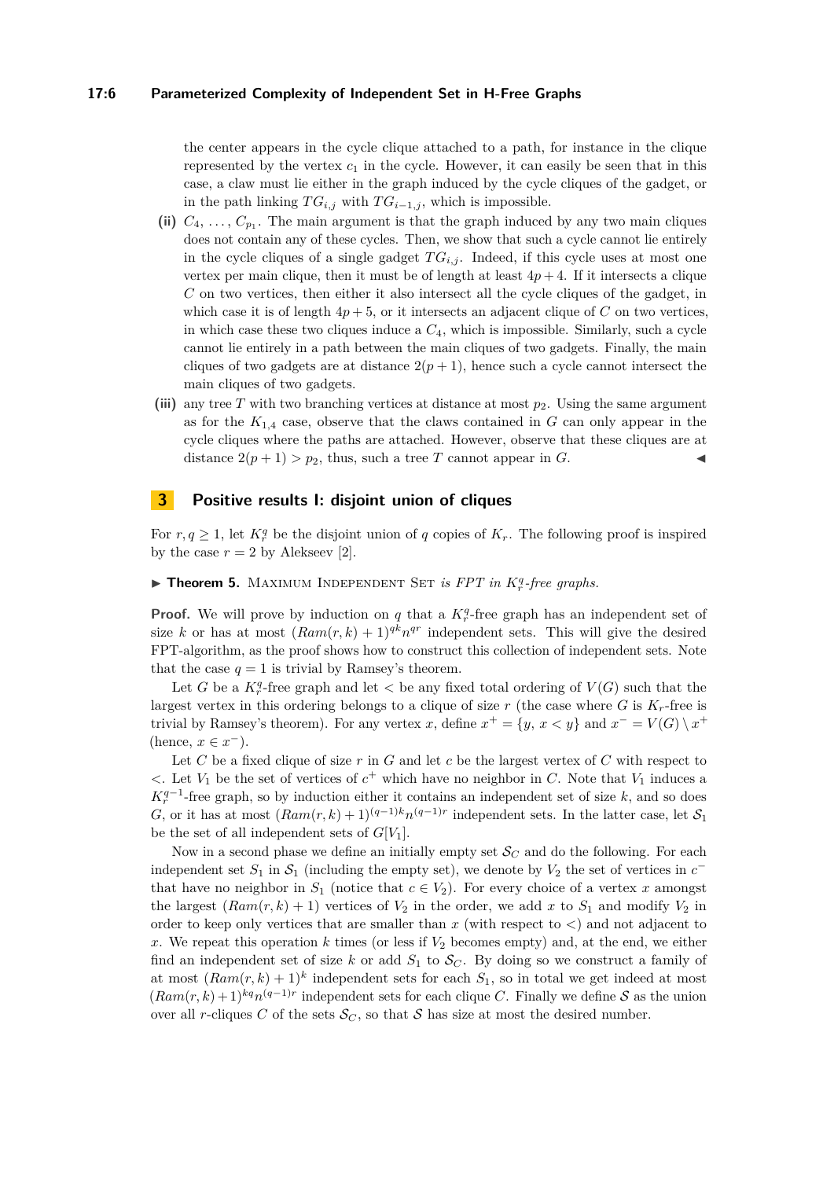the center appears in the cycle clique attached to a path, for instance in the clique represented by the vertex $c_1$ in the cycle. However, it can easily be seen that in this case, a claw must lie either in the graph induced by the cycle cliques of the gadget, or in the path linking $TG_{i,j}$ with $TG_{i-1,j}$, which is impossible.

**(ii)** $C_4, \ldots, C_{p_1}$. The main argument is that the graph induced by any two main cliques does not contain any of these cycles. Then, we show that such a cycle cannot lie entirely in the cycle cliques of a single gadget $TG_{i,j}$. Indeed, if this cycle uses at most one vertex per main clique, then it must be of length at least $4p+4$. If it intersects a clique $C$ on two vertices, then either it also intersect all the cycle cliques of the gadget, in which case it is of length $4p+5$, or it intersects an adjacent clique of $C$ on two vertices, in which case these two cliques induce a $C_4$, which is impossible. Similarly, such a cycle cannot lie entirely in a path between the main cliques of two gadgets. Finally, the main cliques of two gadgets are at distance $2(p+1)$, hence such a cycle cannot intersect the main cliques of two gadgets.

**(iii)** any tree $T$ with two branching vertices at distance at most $p_2$. Using the same argument as for the $K_{1,4}$ case, observe that the claws contained in $G$ can only appear in the cycle cliques where the paths are attached. However, observe that these cliques are at distance $2(p+1) > p_2$, thus, such a tree $T$ cannot appear in $G$. ◀

## 3 Positive results I: disjoint union of cliques

For $r, q \geq 1$, let $K_r^q$ be the disjoint union of $q$ copies of $K_r$. The following proof is inspired by the case $r = 2$ by Alekseev [2].

▶ **Theorem 5.** Maximum Independent Set *is FPT in $K_r^q$-free graphs.*

**Proof.** We will prove by induction on $q$ that a $K_r^q$-free graph has an independent set of size $k$ or has at most $(Ram(r,k)+1)^{qk} n^{qr}$ independent sets. This will give the desired FPT-algorithm, as the proof shows how to construct this collection of independent sets. Note that the case $q = 1$ is trivial by Ramsey's theorem.

Let $G$ be a $K_r^q$-free graph and let $<$ be any fixed total ordering of $V(G)$ such that the largest vertex in this ordering belongs to a clique of size $r$ (the case where $G$ is $K_r$-free is trivial by Ramsey's theorem). For any vertex $x$, define $x^+ = \{y,\, x < y\}$ and $x^- = V(G) \setminus x^+$ (hence, $x \in x^-$).

Let $C$ be a fixed clique of size $r$ in $G$ and let $c$ be the largest vertex of $C$ with respect to $<$. Let $V_1$ be the set of vertices of $c^+$ which have no neighbor in $C$. Note that $V_1$ induces a $K_r^{q-1}$-free graph, so by induction either it contains an independent set of size $k$, and so does $G$, or it has at most $(Ram(r,k)+1)^{(q-1)k} n^{(q-1)r}$ independent sets. In the latter case, let $\mathcal{S}_1$ be the set of all independent sets of $G[V_1]$.

Now in a second phase we define an initially empty set $\mathcal{S}_C$ and do the following. For each independent set $S_1$ in $\mathcal{S}_1$ (including the empty set), we denote by $V_2$ the set of vertices in $c^-$ that have no neighbor in $S_1$ (notice that $c \in V_2$). For every choice of a vertex $x$ amongst the largest $(Ram(r,k)+1)$ vertices of $V_2$ in the order, we add $x$ to $S_1$ and modify $V_2$ in order to keep only vertices that are smaller than $x$ (with respect to $<$) and not adjacent to $x$. We repeat this operation $k$ times (or less if $V_2$ becomes empty) and, at the end, we either find an independent set of size $k$ or add $S_1$ to $\mathcal{S}_C$. By doing so we construct a family of at most $(Ram(r,k)+1)^k$ independent sets for each $S_1$, so in total we get indeed at most $(Ram(r,k)+1)^{kq} n^{(q-1)r}$ independent sets for each clique $C$. Finally we define $\mathcal{S}$ as the union over all $r$-cliques $C$ of the sets $\mathcal{S}_C$, so that $\mathcal{S}$ has size at most the desired number.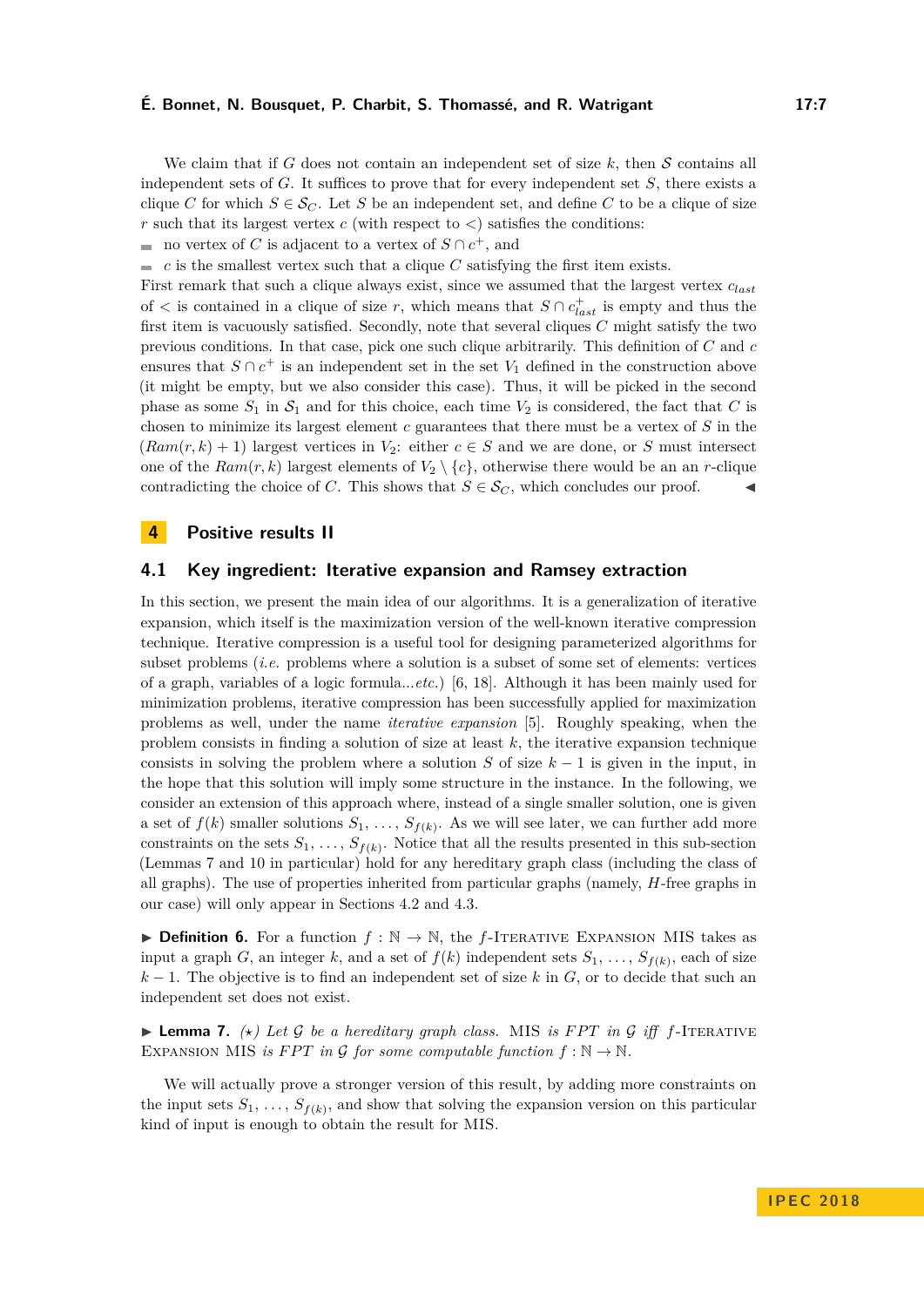We claim that if $G$ does not contain an independent set of size $k$, then $\mathcal{S}$ contains all independent sets of $G$. It suffices to prove that for every independent set $S$, there exists a clique $C$ for which $S \in \mathcal{S}_C$. Let $S$ be an independent set, and define $C$ to be a clique of size $r$ such that its largest vertex $c$ (with respect to $<$) satisfies the conditions:

- no vertex of $C$ is adjacent to a vertex of $S \cap c^+$, and
- $c$ is the smallest vertex such that a clique $C$ satisfying the first item exists.

First remark that such a clique always exist, since we assumed that the largest vertex $c_{last}$ of $<$ is contained in a clique of size $r$, which means that $S \cap c^+_{last}$ is empty and thus the first item is vacuously satisfied. Secondly, note that several cliques $C$ might satisfy the two previous conditions. In that case, pick one such clique arbitrarily. This definition of $C$ and $c$ ensures that $S \cap c^+$ is an independent set in the set $V_1$ defined in the construction above (it might be empty, but we also consider this case). Thus, it will be picked in the second phase as some $S_1$ in $\mathcal{S}_1$ and for this choice, each time $V_2$ is considered, the fact that $C$ is chosen to minimize its largest element $c$ guarantees that there must be a vertex of $S$ in the $(Ram(r, k) + 1)$ largest vertices in $V_2$: either $c \in S$ and we are done, or $S$ must intersect one of the $Ram(r, k)$ largest elements of $V_2 \setminus \{c\}$, otherwise there would be an an $r$-clique contradicting the choice of $C$. This shows that $S \in \mathcal{S}_C$, which concludes our proof. ◀

# 4 Positive results II

## 4.1 Key ingredient: Iterative expansion and Ramsey extraction

In this section, we present the main idea of our algorithms. It is a generalization of iterative expansion, which itself is the maximization version of the well-known iterative compression technique. Iterative compression is a useful tool for designing parameterized algorithms for subset problems (*i.e.* problems where a solution is a subset of some set of elements: vertices of a graph, variables of a logic formula...*etc.*) [6, 18]. Although it has been mainly used for minimization problems, iterative compression has been successfully applied for maximization problems as well, under the name *iterative expansion* [5]. Roughly speaking, when the problem consists in finding a solution of size at least $k$, the iterative expansion technique consists in solving the problem where a solution $S$ of size $k - 1$ is given in the input, in the hope that this solution will imply some structure in the instance. In the following, we consider an extension of this approach where, instead of a single smaller solution, one is given a set of $f(k)$ smaller solutions $S_1, \ldots, S_{f(k)}$. As we will see later, we can further add more constraints on the sets $S_1, \ldots, S_{f(k)}$. Notice that all the results presented in this sub-section (Lemmas 7 and 10 in particular) hold for any hereditary graph class (including the class of all graphs). The use of properties inherited from particular graphs (namely, $H$-free graphs in our case) will only appear in Sections 4.2 and 4.3.

▶ **Definition 6.** For a function $f : \mathbb{N} \to \mathbb{N}$, the $f$-Iterative Expansion MIS takes as input a graph $G$, an integer $k$, and a set of $f(k)$ independent sets $S_1, \ldots, S_{f(k)}$, each of size $k - 1$. The objective is to find an independent set of size $k$ in $G$, or to decide that such an independent set does not exist.

▶ **Lemma 7.** *(⋆) Let $\mathcal{G}$ be a hereditary graph class. MIS is FPT in $\mathcal{G}$ iff $f$-Iterative Expansion MIS is FPT in $\mathcal{G}$ for some computable function $f : \mathbb{N} \to \mathbb{N}$.*

We will actually prove a stronger version of this result, by adding more constraints on the input sets $S_1, \ldots, S_{f(k)}$, and show that solving the expansion version on this particular kind of input is enough to obtain the result for MIS.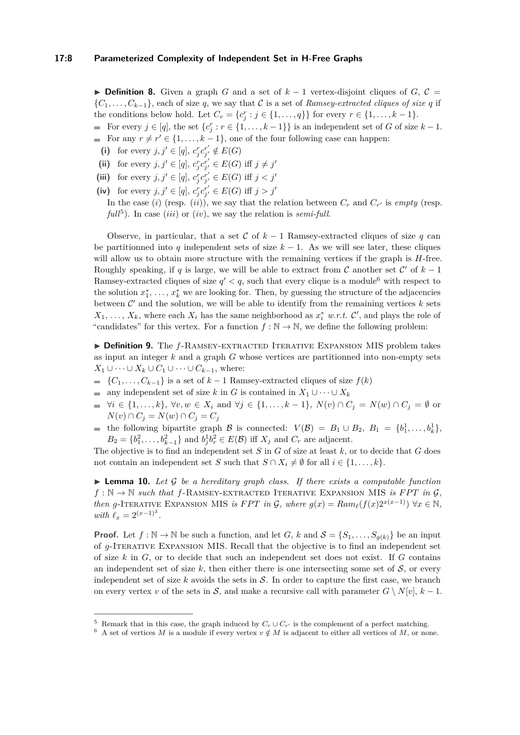▶ **Definition 8.** Given a graph $G$ and a set of $k-1$ vertex-disjoint cliques of $G$, $\mathcal{C} = \{C_1, \ldots, C_{k-1}\}$, each of size $q$, we say that $\mathcal{C}$ is a set of *Ramsey-extracted cliques of size* $q$ if the conditions below hold. Let $C_r = \{c_j^r : j \in \{1, \ldots, q\}\}$ for every $r \in \{1, \ldots, k-1\}$.

- For every $j \in [q]$, the set $\{c_j^r : r \in \{1, \ldots, k-1\}\}$ is an independent set of $G$ of size $k-1$.
- For any $r \neq r' \in \{1, \ldots, k-1\}$, one of the four following case can happen:
  - **(i)** for every $j, j' \in [q]$, $c_j^r c_{j'}^{r'} \notin E(G)$
  - **(ii)** for every $j, j' \in [q]$, $c_j^r c_{j'}^{r'} \in E(G)$ iff $j \neq j'$
  - **(iii)** for every $j, j' \in [q]$, $c_j^r c_{j'}^{r'} \in E(G)$ iff $j < j'$
  - **(iv)** for every $j, j' \in [q]$, $c_j^r c_{j'}^{r'} \in E(G)$ iff $j > j'$

  In the case $(i)$ (resp. $(ii)$), we say that the relation between $C_r$ and $C_{r'}$ is *empty* (resp. *full*[5]). In case $(iii)$ or $(iv)$, we say the relation is *semi-full*.

Observe, in particular, that a set $\mathcal{C}$ of $k-1$ Ramsey-extracted cliques of size $q$ can be partitionned into $q$ independent sets of size $k-1$. As we will see later, these cliques will allow us to obtain more structure with the remaining vertices if the graph is $H$-free. Roughly speaking, if $q$ is large, we will be able to extract from $\mathcal{C}$ another set $\mathcal{C}'$ of $k-1$ Ramsey-extracted cliques of size $q' < q$, such that every clique is a module[6] with respect to the solution $x_1^*, \ldots, x_k^*$ we are looking for. Then, by guessing the structure of the adjacencies between $\mathcal{C}'$ and the solution, we will be able to identify from the remaining vertices $k$ sets $X_1, \ldots, X_k$, where each $X_i$ has the same neighborhood as $x_i^*$ *w.r.t.* $\mathcal{C}'$, and plays the role of "candidates" for this vertex. For a function $f : \mathbb{N} \to \mathbb{N}$, we define the following problem:

▶ **Definition 9.** The $f$-Ramsey-extracted Iterative Expansion MIS problem takes as input an integer $k$ and a graph $G$ whose vertices are partitionned into non-empty sets $X_1 \cup \cdots \cup X_k \cup C_1 \cup \cdots \cup C_{k-1}$, where:

- $\{C_1, \ldots, C_{k-1}\}$ is a set of $k-1$ Ramsey-extracted cliques of size $f(k)$
- any independent set of size $k$ in $G$ is contained in $X_1 \cup \cdots \cup X_k$
- $\forall i \in \{1, \ldots, k\}$, $\forall v, w \in X_i$ and $\forall j \in \{1, \ldots, k-1\}$, $N(v) \cap C_j = N(w) \cap C_j = \emptyset$ or $N(v) \cap C_j = N(w) \cap C_j = C_j$
- the following bipartite graph $\mathcal{B}$ is connected: $V(\mathcal{B}) = B_1 \cup B_2$, $B_1 = \{b_1^1, \ldots, b_k^1\}$, $B_2 = \{b_1^2, \ldots, b_{k-1}^2\}$ and $b_j^1 b_r^2 \in E(\mathcal{B})$ iff $X_j$ and $C_r$ are adjacent.

The objective is to find an independent set $S$ in $G$ of size at least $k$, or to decide that $G$ does not contain an independent set $S$ such that $S \cap X_i \neq \emptyset$ for all $i \in \{1, \ldots, k\}$.

▶ **Lemma 10.** *Let $\mathcal{G}$ be a hereditary graph class. If there exists a computable function $f : \mathbb{N} \to \mathbb{N}$ such that $f$-*Ramsey-extracted Iterative Expansion MIS *is FPT in $\mathcal{G}$, then $g$-*Iterative Expansion MIS *is FPT in $\mathcal{G}$, where $g(x) = Ram_\ell(f(x)2^{x(x-1)})$ $\forall x \in \mathbb{N}$, with $\ell_x = 2^{(x-1)^2}$.*

**Proof.** Let $f : \mathbb{N} \to \mathbb{N}$ be such a function, and let $G$, $k$ and $\mathcal{S} = \{S_1, \ldots, S_{g(k)}\}$ be an input of $g$-Iterative Expansion MIS. Recall that the objective is to find an independent set of size $k$ in $G$, or to decide that such an independent set does not exist. If $G$ contains an independent set of size $k$, then either there is one intersecting some set of $\mathcal{S}$, or every independent set of size $k$ avoids the sets in $\mathcal{S}$. In order to capture the first case, we branch on every vertex $v$ of the sets in $\mathcal{S}$, and make a recursive call with parameter $G \setminus N[v]$, $k-1$.

---

[5] Remark that in this case, the graph induced by $C_r \cup C_{r'}$ is the complement of a perfect matching.

[6] A set of vertices $M$ is a module if every vertex $v \notin M$ is adjacent to either all vertices of $M$, or none.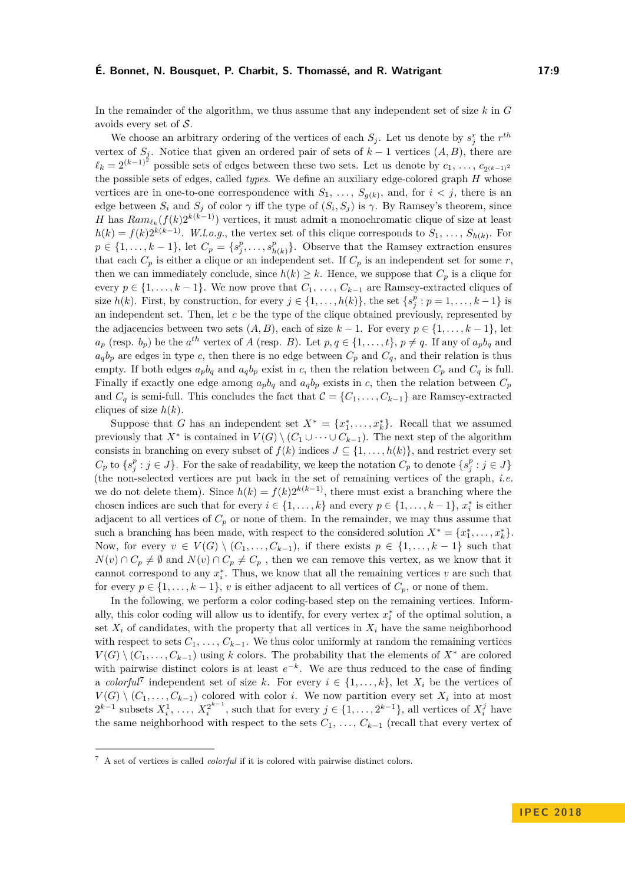In the remainder of the algorithm, we thus assume that any independent set of size $k$ in $G$ avoids every set of $\mathcal{S}$.

We choose an arbitrary ordering of the vertices of each $S_j$. Let us denote by $s_j^r$ the $r^{th}$ vertex of $S_j$. Notice that given an ordered pair of sets of $k-1$ vertices $(A, B)$, there are $\ell_k = 2^{(k-1)^2}$ possible sets of edges between these two sets. Let us denote by $c_1, \ldots, c_{2^{(k-1)^2}}$ the possible sets of edges, called *types*. We define an auxiliary edge-colored graph $H$ whose vertices are in one-to-one correspondence with $S_1, \ldots, S_{g(k)}$, and, for $i < j$, there is an edge between $S_i$ and $S_j$ of color $\gamma$ iff the type of $(S_i, S_j)$ is $\gamma$. By Ramsey's theorem, since $H$ has $Ram_{\ell_k}(f(k)2^{k(k-1)})$ vertices, it must admit a monochromatic clique of size at least $h(k) = f(k)2^{k(k-1)}$. *W.l.o.g.*, the vertex set of this clique corresponds to $S_1, \ldots, S_{h(k)}$. For $p \in \{1, \ldots, k-1\}$, let $C_p = \{s_j^p, \ldots, s_{h(k)}^p\}$. Observe that the Ramsey extraction ensures that each $C_p$ is either a clique or an independent set. If $C_p$ is an independent set for some $r$, then we can immediately conclude, since $h(k) \geq k$. Hence, we suppose that $C_p$ is a clique for every $p \in \{1, \ldots, k-1\}$. We now prove that $C_1, \ldots, C_{k-1}$ are Ramsey-extracted cliques of size $h(k)$. First, by construction, for every $j \in \{1, \ldots, h(k)\}$, the set $\{s_j^p : p = 1, \ldots, k-1\}$ is an independent set. Then, let $c$ be the type of the clique obtained previously, represented by the adjacencies between two sets $(A, B)$, each of size $k-1$. For every $p \in \{1, \ldots, k-1\}$, let $a_p$ (resp. $b_p$) be the $a^{th}$ vertex of $A$ (resp. $B$). Let $p, q \in \{1, \ldots, t\}$, $p \neq q$. If any of $a_pb_q$ and $a_qb_p$ are edges in type $c$, then there is no edge between $C_p$ and $C_q$, and their relation is thus empty. If both edges $a_pb_q$ and $a_qb_p$ exist in $c$, then the relation between $C_p$ and $C_q$ is full. Finally if exactly one edge among $a_pb_q$ and $a_qb_p$ exists in $c$, then the relation between $C_p$ and $C_q$ is semi-full. This concludes the fact that $\mathcal{C} = \{C_1, \ldots, C_{k-1}\}$ are Ramsey-extracted cliques of size $h(k)$.

Suppose that $G$ has an independent set $X^* = \{x_1^*, \ldots, x_k^*\}$. Recall that we assumed previously that $X^*$ is contained in $V(G) \setminus (C_1 \cup \cdots \cup C_{k-1})$. The next step of the algorithm consists in branching on every subset of $f(k)$ indices $J \subseteq \{1, \ldots, h(k)\}$, and restrict every set $C_p$ to $\{s_j^p : j \in J\}$. For the sake of readability, we keep the notation $C_p$ to denote $\{s_j^p : j \in J\}$ (the non-selected vertices are put back in the set of remaining vertices of the graph, *i.e.* we do not delete them). Since $h(k) = f(k)2^{k(k-1)}$, there must exist a branching where the chosen indices are such that for every $i \in \{1, \ldots, k\}$ and every $p \in \{1, \ldots, k-1\}$, $x_i^*$ is either adjacent to all vertices of $C_p$ or none of them. In the remainder, we may thus assume that such a branching has been made, with respect to the considered solution $X^* = \{x_1^*, \ldots, x_k^*\}$. Now, for every $v \in V(G) \setminus (C_1, \ldots, C_{k-1})$, if there exists $p \in \{1, \ldots, k-1\}$ such that $N(v) \cap C_p \neq \emptyset$ and $N(v) \cap C_p \neq C_p$ , then we can remove this vertex, as we know that it cannot correspond to any $x_i^*$. Thus, we know that all the remaining vertices $v$ are such that for every $p \in \{1, \ldots, k-1\}$, $v$ is either adjacent to all vertices of $C_p$, or none of them.

In the following, we perform a color coding-based step on the remaining vertices. Informally, this color coding will allow us to identify, for every vertex $x_i^*$ of the optimal solution, a set $X_i$ of candidates, with the property that all vertices in $X_i$ have the same neighborhood with respect to sets $C_1, \ldots, C_{k-1}$. We thus color uniformly at random the remaining vertices $V(G) \setminus (C_1, \ldots, C_{k-1})$ using $k$ colors. The probability that the elements of $X^*$ are colored with pairwise distinct colors is at least $e^{-k}$. We are thus reduced to the case of finding a *colorful*[7] independent set of size $k$. For every $i \in \{1, \ldots, k\}$, let $X_i$ be the vertices of $V(G) \setminus (C_1, \ldots, C_{k-1})$ colored with color $i$. We now partition every set $X_i$ into at most $2^{k-1}$ subsets $X_i^1, \ldots, X_i^{2^{k-1}}$, such that for every $j \in \{1, \ldots, 2^{k-1}\}$, all vertices of $X_i^j$ have the same neighborhood with respect to the sets $C_1, \ldots, C_{k-1}$ (recall that every vertex of

[7] A set of vertices is called *colorful* if it is colored with pairwise distinct colors.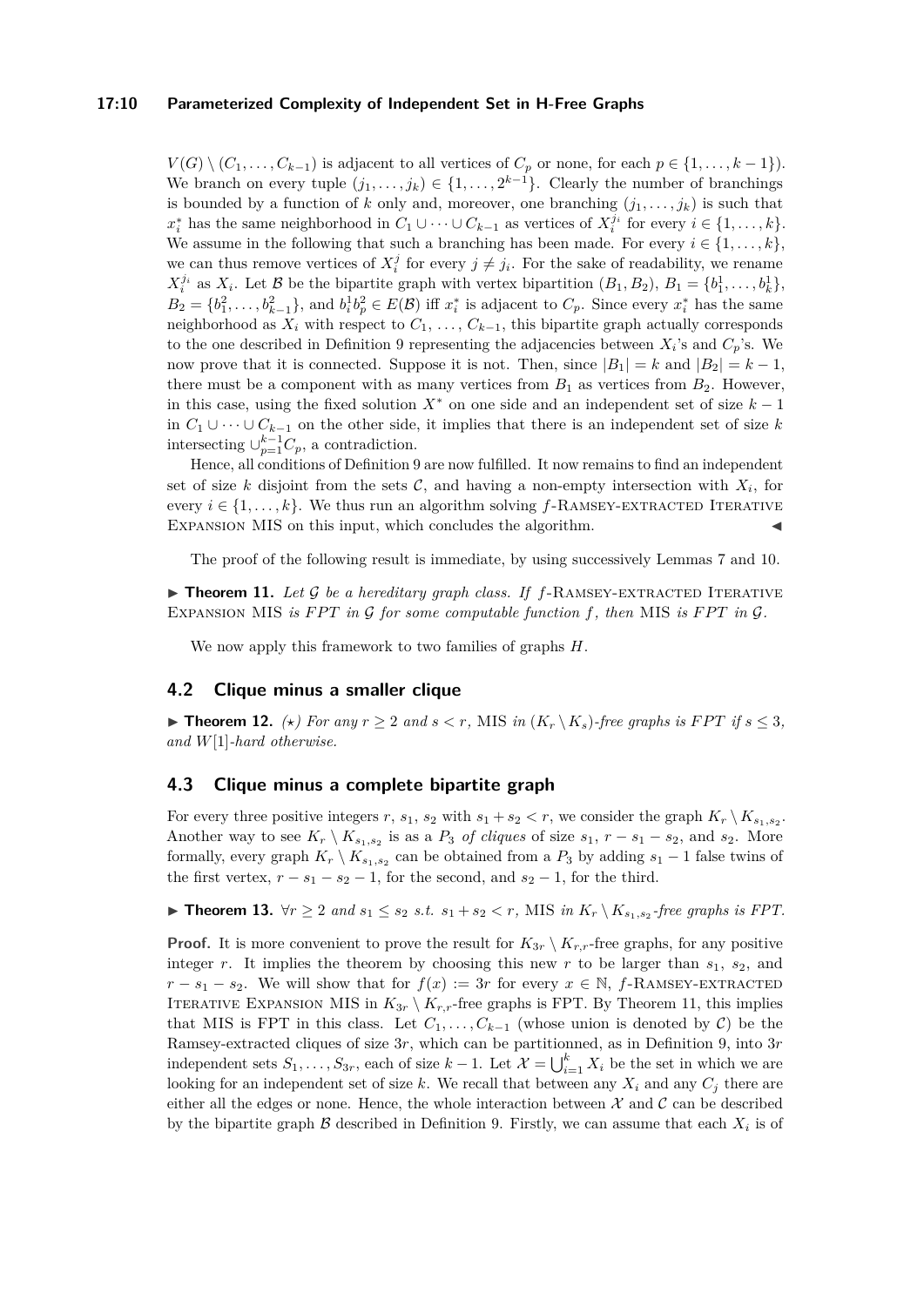$V(G) \setminus (C_1, \ldots, C_{k-1})$ is adjacent to all vertices of $C_p$ or none, for each $p \in \{1, \ldots, k-1\}$). We branch on every tuple $(j_1, \ldots, j_k) \in \{1, \ldots, 2^{k-1}\}$. Clearly the number of branchings is bounded by a function of $k$ only and, moreover, one branching $(j_1, \ldots, j_k)$ is such that $x_i^*$ has the same neighborhood in $C_1 \cup \cdots \cup C_{k-1}$ as vertices of $X_i^{j_i}$ for every $i \in \{1, \ldots, k\}$. We assume in the following that such a branching has been made. For every $i \in \{1, \ldots, k\}$, we can thus remove vertices of $X_i^j$ for every $j \neq j_i$. For the sake of readability, we rename $X_i^{j_i}$ as $X_i$. Let $\mathcal{B}$ be the bipartite graph with vertex bipartition $(B_1, B_2)$, $B_1 = \{b_1^1, \ldots, b_k^1\}$, $B_2 = \{b_1^2, \ldots, b_{k-1}^2\}$, and $b_i^1 b_p^2 \in E(\mathcal{B})$ iff $x_i^*$ is adjacent to $C_p$. Since every $x_i^*$ has the same neighborhood as $X_i$ with respect to $C_1, \ldots, C_{k-1}$, this bipartite graph actually corresponds to the one described in Definition 9 representing the adjacencies between $X_i$'s and $C_p$'s. We now prove that it is connected. Suppose it is not. Then, since $|B_1| = k$ and $|B_2| = k-1$, there must be a component with as many vertices from $B_1$ as vertices from $B_2$. However, in this case, using the fixed solution $X^*$ on one side and an independent set of size $k-1$ in $C_1 \cup \cdots \cup C_{k-1}$ on the other side, it implies that there is an independent set of size $k$ intersecting $\cup_{p=1}^{k-1} C_p$, a contradiction.

Hence, all conditions of Definition 9 are now fulfilled. It now remains to find an independent set of size $k$ disjoint from the sets $\mathcal{C}$, and having a non-empty intersection with $X_i$, for every $i \in \{1, \ldots, k\}$. We thus run an algorithm solving $f$-Ramsey-extracted Iterative Expansion MIS on this input, which concludes the algorithm. ◀

The proof of the following result is immediate, by using successively Lemmas 7 and 10.

▶ **Theorem 11.** *Let $\mathcal{G}$ be a hereditary graph class. If $f$-Ramsey-extracted Iterative Expansion MIS is FPT in $\mathcal{G}$ for some computable function $f$, then MIS is FPT in $\mathcal{G}$.*

We now apply this framework to two families of graphs $H$.

## 4.2 Clique minus a smaller clique

▶ **Theorem 12.** *($\star$) For any $r \geq 2$ and $s < r$, MIS in $(K_r \setminus K_s)$-free graphs is FPT if $s \leq 3$, and $W[1]$-hard otherwise.*

## 4.3 Clique minus a complete bipartite graph

For every three positive integers $r$, $s_1$, $s_2$ with $s_1 + s_2 < r$, we consider the graph $K_r \setminus K_{s_1,s_2}$. Another way to see $K_r \setminus K_{s_1,s_2}$ is as a $P_3$ *of cliques* of size $s_1$, $r - s_1 - s_2$, and $s_2$. More formally, every graph $K_r \setminus K_{s_1,s_2}$ can be obtained from a $P_3$ by adding $s_1 - 1$ false twins of the first vertex, $r - s_1 - s_2 - 1$, for the second, and $s_2 - 1$, for the third.

▶ **Theorem 13.** *$\forall r \geq 2$ and $s_1 \leq s_2$ s.t. $s_1 + s_2 < r$, MIS in $K_r \setminus K_{s_1,s_2}$-free graphs is FPT.*

**Proof.** It is more convenient to prove the result for $K_{3r} \setminus K_{r,r}$-free graphs, for any positive integer $r$. It implies the theorem by choosing this new $r$ to be larger than $s_1$, $s_2$, and $r - s_1 - s_2$. We will show that for $f(x) := 3r$ for every $x \in \mathbb{N}$, $f$-Ramsey-extracted Iterative Expansion MIS in $K_{3r} \setminus K_{r,r}$-free graphs is FPT. By Theorem 11, this implies that MIS is FPT in this class. Let $C_1, \ldots, C_{k-1}$ (whose union is denoted by $\mathcal{C}$) be the Ramsey-extracted cliques of size $3r$, which can be partitionned, as in Definition 9, into $3r$ independent sets $S_1, \ldots, S_{3r}$, each of size $k-1$. Let $\mathcal{X} = \bigcup_{i=1}^k X_i$ be the set in which we are looking for an independent set of size $k$. We recall that between any $X_i$ and any $C_j$ there are either all the edges or none. Hence, the whole interaction between $\mathcal{X}$ and $\mathcal{C}$ can be described by the bipartite graph $\mathcal{B}$ described in Definition 9. Firstly, we can assume that each $X_i$ is of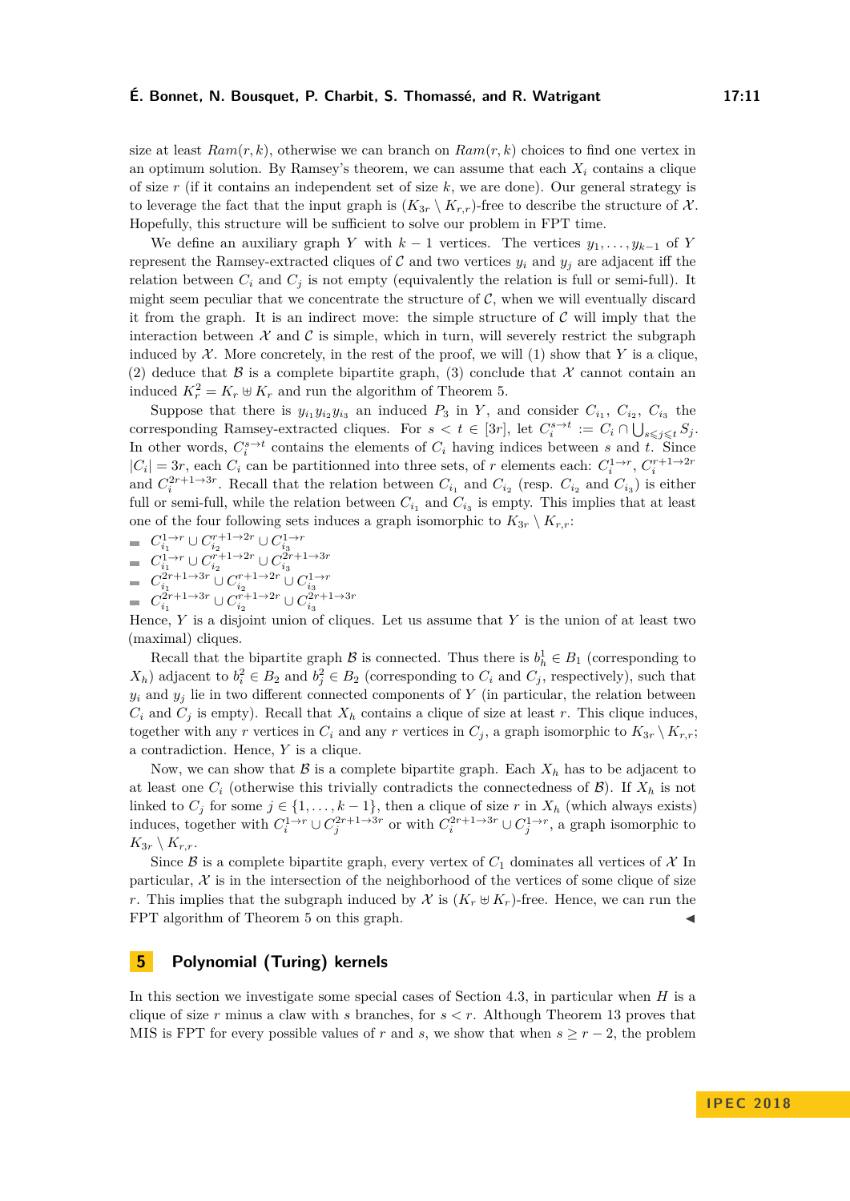size at least $Ram(r, k)$, otherwise we can branch on $Ram(r, k)$ choices to find one vertex in an optimum solution. By Ramsey's theorem, we can assume that each $X_i$ contains a clique of size $r$ (if it contains an independent set of size $k$, we are done). Our general strategy is to leverage the fact that the input graph is $(K_{3r} \setminus K_{r,r})$-free to describe the structure of $\mathcal{X}$. Hopefully, this structure will be sufficient to solve our problem in FPT time.

We define an auxiliary graph $Y$ with $k-1$ vertices. The vertices $y_1, \ldots, y_{k-1}$ of $Y$ represent the Ramsey-extracted cliques of $\mathcal{C}$ and two vertices $y_i$ and $y_j$ are adjacent iff the relation between $C_i$ and $C_j$ is not empty (equivalently the relation is full or semi-full). It might seem peculiar that we concentrate the structure of $\mathcal{C}$, when we will eventually discard it from the graph. It is an indirect move: the simple structure of $\mathcal{C}$ will imply that the interaction between $\mathcal{X}$ and $\mathcal{C}$ is simple, which in turn, will severely restrict the subgraph induced by $\mathcal{X}$. More concretely, in the rest of the proof, we will (1) show that $Y$ is a clique, (2) deduce that $\mathcal{B}$ is a complete bipartite graph, (3) conclude that $\mathcal{X}$ cannot contain an induced $K_r^2 = K_r \uplus K_r$ and run the algorithm of Theorem 5.

Suppose that there is $y_{i_1}y_{i_2}y_{i_3}$ an induced $P_3$ in $Y$, and consider $C_{i_1}$, $C_{i_2}$, $C_{i_3}$ the corresponding Ramsey-extracted cliques. For $s < t \in [3r]$, let $C_i^{s \to t} := C_i \cap \bigcup_{s \leqslant j \leqslant t} S_j$. In other words, $C_i^{s \to t}$ contains the elements of $C_i$ having indices between $s$ and $t$. Since $|C_i| = 3r$, each $C_i$ can be partitionned into three sets, of $r$ elements each: $C_i^{1 \to r}$, $C_i^{r+1 \to 2r}$ and $C_i^{2r+1 \to 3r}$. Recall that the relation between $C_{i_1}$ and $C_{i_2}$ (resp. $C_{i_2}$ and $C_{i_3}$) is either full or semi-full, while the relation between $C_{i_1}$ and $C_{i_3}$ is empty. This implies that at least one of the four following sets induces a graph isomorphic to $K_{3r} \setminus K_{r,r}$:

- $C_{i_1}^{1 \to r} \cup C_{i_2}^{r+1 \to 2r} \cup C_{i_3}^{1 \to r}$
- $C_{i_1}^{1 \to r} \cup C_{i_2}^{r+1 \to 2r} \cup C_{i_3}^{2r+1 \to 3r}$
- $C_{i_1}^{2r+1 \to 3r} \cup C_{i_2}^{r+1 \to 2r} \cup C_{i_3}^{1 \to r}$
- $C_{i_1}^{2r+1 \to 3r} \cup C_{i_2}^{r+1 \to 2r} \cup C_{i_3}^{2r+1 \to 3r}$

Hence, $Y$ is a disjoint union of cliques. Let us assume that $Y$ is the union of at least two (maximal) cliques.

Recall that the bipartite graph $\mathcal{B}$ is connected. Thus there is $b_h^1 \in B_1$ (corresponding to $X_h$) adjacent to $b_i^2 \in B_2$ and $b_j^2 \in B_2$ (corresponding to $C_i$ and $C_j$, respectively), such that $y_i$ and $y_j$ lie in two different connected components of $Y$ (in particular, the relation between $C_i$ and $C_j$ is empty). Recall that $X_h$ contains a clique of size at least $r$. This clique induces, together with any $r$ vertices in $C_i$ and any $r$ vertices in $C_j$, a graph isomorphic to $K_{3r} \setminus K_{r,r}$; a contradiction. Hence, $Y$ is a clique.

Now, we can show that $\mathcal{B}$ is a complete bipartite graph. Each $X_h$ has to be adjacent to at least one $C_i$ (otherwise this trivially contradicts the connectedness of $\mathcal{B}$). If $X_h$ is not linked to $C_j$ for some $j \in \{1, \ldots, k-1\}$, then a clique of size $r$ in $X_h$ (which always exists) induces, together with $C_i^{1 \to r} \cup C_j^{2r+1 \to 3r}$ or with $C_i^{2r+1 \to 3r} \cup C_j^{1 \to r}$, a graph isomorphic to $K_{3r} \setminus K_{r,r}$.

Since $\mathcal{B}$ is a complete bipartite graph, every vertex of $C_1$ dominates all vertices of $\mathcal{X}$ In particular, $\mathcal{X}$ is in the intersection of the neighborhood of the vertices of some clique of size $r$. This implies that the subgraph induced by $\mathcal{X}$ is $(K_r \uplus K_r)$-free. Hence, we can run the FPT algorithm of Theorem 5 on this graph. ◀

## 5 Polynomial (Turing) kernels

In this section we investigate some special cases of Section 4.3, in particular when $H$ is a clique of size $r$ minus a claw with $s$ branches, for $s < r$. Although Theorem 13 proves that MIS is FPT for every possible values of $r$ and $s$, we show that when $s \geq r-2$, the problem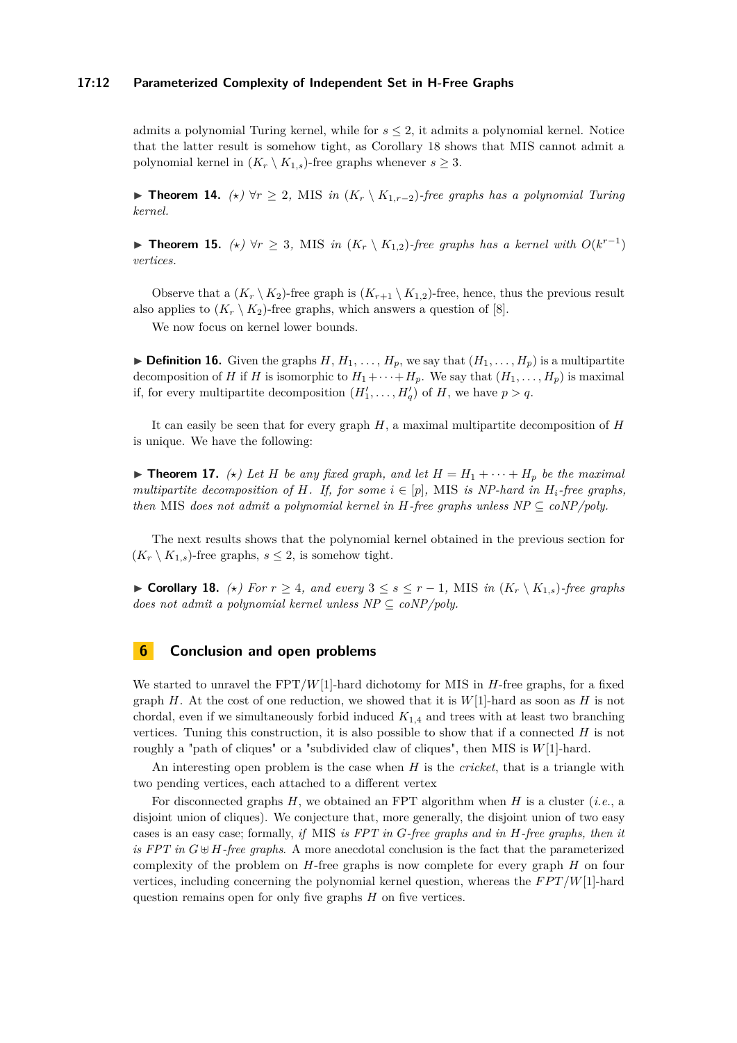admits a polynomial Turing kernel, while for $s \leq 2$, it admits a polynomial kernel. Notice that the latter result is somehow tight, as Corollary 18 shows that MIS cannot admit a polynomial kernel in $(K_r \setminus K_{1,s})$-free graphs whenever $s \geq 3$.

▶ **Theorem 14.** *($\star$) $\forall r \geq 2$, MIS in $(K_r \setminus K_{1,r-2})$-free graphs has a polynomial Turing kernel.*

▶ **Theorem 15.** *($\star$) $\forall r \geq 3$, MIS in $(K_r \setminus K_{1,2})$-free graphs has a kernel with $O(k^{r-1})$ vertices.*

Observe that a $(K_r \setminus K_2)$-free graph is $(K_{r+1} \setminus K_{1,2})$-free, hence, thus the previous result also applies to $(K_r \setminus K_2)$-free graphs, which answers a question of [8].

We now focus on kernel lower bounds.

▶ **Definition 16.** Given the graphs $H$, $H_1, \ldots, H_p$, we say that $(H_1, \ldots, H_p)$ is a multipartite decomposition of $H$ if $H$ is isomorphic to $H_1 + \cdots + H_p$. We say that $(H_1, \ldots, H_p)$ is maximal if, for every multipartite decomposition $(H'_1, \ldots, H'_q)$ of $H$, we have $p > q$.

It can easily be seen that for every graph $H$, a maximal multipartite decomposition of $H$ is unique. We have the following:

▶ **Theorem 17.** *($\star$) Let $H$ be any fixed graph, and let $H = H_1 + \cdots + H_p$ be the maximal multipartite decomposition of $H$. If, for some $i \in [p]$, MIS is NP-hard in $H_i$-free graphs, then MIS does not admit a polynomial kernel in $H$-free graphs unless NP $\subseteq$ coNP/poly.*

The next results shows that the polynomial kernel obtained in the previous section for $(K_r \setminus K_{1,s})$-free graphs, $s \leq 2$, is somehow tight.

▶ **Corollary 18.** *($\star$) For $r \geq 4$, and every $3 \leq s \leq r - 1$, MIS in $(K_r \setminus K_{1,s})$-free graphs does not admit a polynomial kernel unless NP $\subseteq$ coNP/poly.*

## 6 Conclusion and open problems

We started to unravel the FPT/$W[1]$-hard dichotomy for MIS in $H$-free graphs, for a fixed graph $H$. At the cost of one reduction, we showed that it is $W[1]$-hard as soon as $H$ is not chordal, even if we simultaneously forbid induced $K_{1,4}$ and trees with at least two branching vertices. Tuning this construction, it is also possible to show that if a connected $H$ is not roughly a "path of cliques" or a "subdivided claw of cliques", then MIS is $W[1]$-hard.

An interesting open problem is the case when $H$ is the *cricket*, that is a triangle with two pending vertices, each attached to a different vertex

For disconnected graphs $H$, we obtained an FPT algorithm when $H$ is a cluster (*i.e.*, a disjoint union of cliques). We conjecture that, more generally, the disjoint union of two easy cases is an easy case; formally, *if* MIS *is FPT in $G$-free graphs and in $H$-free graphs, then it is FPT in $G \uplus H$-free graphs.* A more anecdotal conclusion is the fact that the parameterized complexity of the problem on $H$-free graphs is now complete for every graph $H$ on four vertices, including concerning the polynomial kernel question, whereas the $FPT/W[1]$-hard question remains open for only five graphs $H$ on five vertices.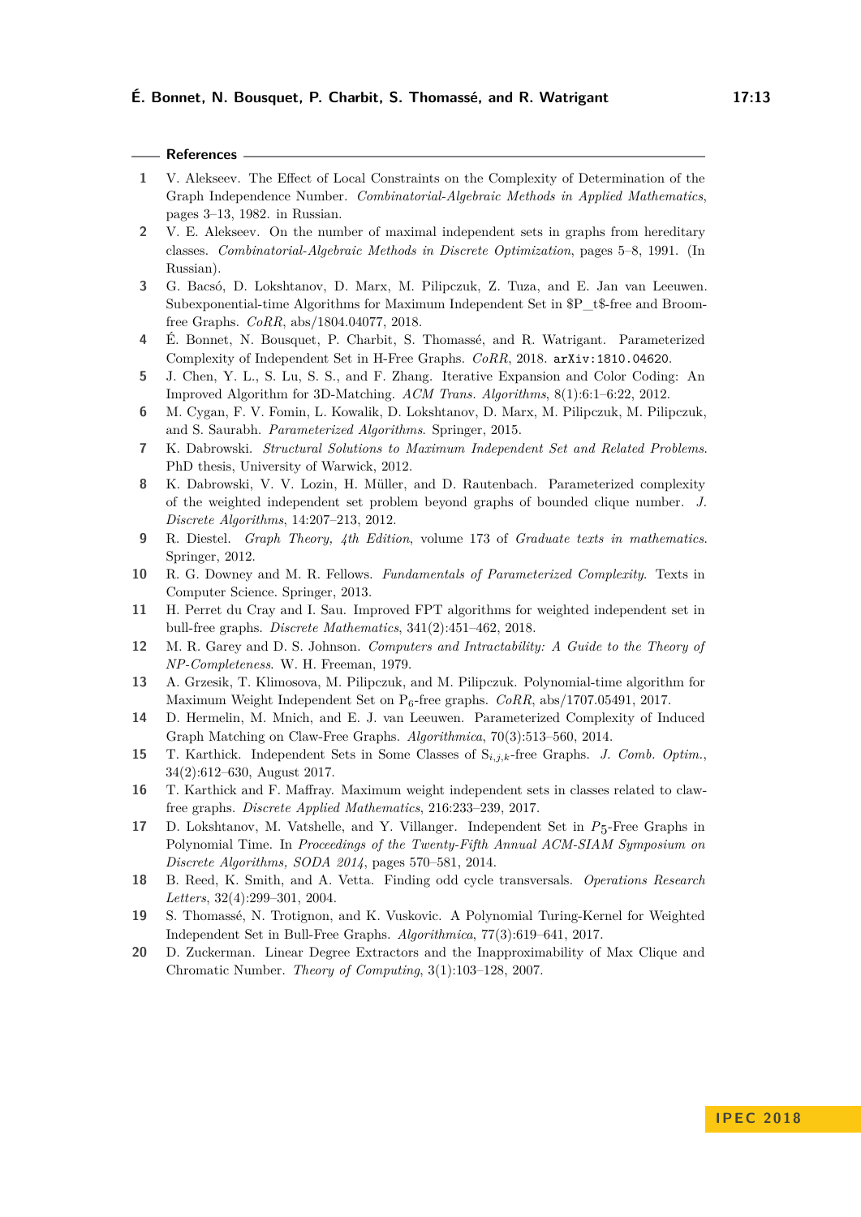## References

1. V. Alekseev. The Effect of Local Constraints on the Complexity of Determination of the Graph Independence Number. *Combinatorial-Algebraic Methods in Applied Mathematics*, pages 3–13, 1982. in Russian.
2. V. E. Alekseev. On the number of maximal independent sets in graphs from hereditary classes. *Combinatorial-Algebraic Methods in Discrete Optimization*, pages 5–8, 1991. (In Russian).
3. G. Bacsó, D. Lokshtanov, D. Marx, M. Pilipczuk, Z. Tuza, and E. Jan van Leeuwen. Subexponential-time Algorithms for Maximum Independent Set in \$P\_t\$-free and Broom-free Graphs. *CoRR*, abs/1804.04077, 2018.
4. É. Bonnet, N. Bousquet, P. Charbit, S. Thomassé, and R. Watrigant. Parameterized Complexity of Independent Set in H-Free Graphs. *CoRR*, 2018. arXiv:1810.04620.
5. J. Chen, Y. L., S. Lu, S. S., and F. Zhang. Iterative Expansion and Color Coding: An Improved Algorithm for 3D-Matching. *ACM Trans. Algorithms*, 8(1):6:1–6:22, 2012.
6. M. Cygan, F. V. Fomin, L. Kowalik, D. Lokshtanov, D. Marx, M. Pilipczuk, M. Pilipczuk, and S. Saurabh. *Parameterized Algorithms*. Springer, 2015.
7. K. Dabrowski. *Structural Solutions to Maximum Independent Set and Related Problems.* PhD thesis, University of Warwick, 2012.
8. K. Dabrowski, V. V. Lozin, H. Müller, and D. Rautenbach. Parameterized complexity of the weighted independent set problem beyond graphs of bounded clique number. *J. Discrete Algorithms*, 14:207–213, 2012.
9. R. Diestel. *Graph Theory, 4th Edition*, volume 173 of *Graduate texts in mathematics*. Springer, 2012.
10. R. G. Downey and M. R. Fellows. *Fundamentals of Parameterized Complexity*. Texts in Computer Science. Springer, 2013.
11. H. Perret du Cray and I. Sau. Improved FPT algorithms for weighted independent set in bull-free graphs. *Discrete Mathematics*, 341(2):451–462, 2018.
12. M. R. Garey and D. S. Johnson. *Computers and Intractability: A Guide to the Theory of NP-Completeness*. W. H. Freeman, 1979.
13. A. Grzesik, T. Klimosova, M. Pilipczuk, and M. Pilipczuk. Polynomial-time algorithm for Maximum Weight Independent Set on $P_6$-free graphs. *CoRR*, abs/1707.05491, 2017.
14. D. Hermelin, M. Mnich, and E. J. van Leeuwen. Parameterized Complexity of Induced Graph Matching on Claw-Free Graphs. *Algorithmica*, 70(3):513–560, 2014.
15. T. Karthick. Independent Sets in Some Classes of $S_{i,j,k}$-free Graphs. *J. Comb. Optim.*, 34(2):612–630, August 2017.
16. T. Karthick and F. Maffray. Maximum weight independent sets in classes related to claw-free graphs. *Discrete Applied Mathematics*, 216:233–239, 2017.
17. D. Lokshtanov, M. Vatshelle, and Y. Villanger. Independent Set in $P_5$-Free Graphs in Polynomial Time. In *Proceedings of the Twenty-Fifth Annual ACM-SIAM Symposium on Discrete Algorithms, SODA 2014*, pages 570–581, 2014.
18. B. Reed, K. Smith, and A. Vetta. Finding odd cycle transversals. *Operations Research Letters*, 32(4):299–301, 2004.
19. S. Thomassé, N. Trotignon, and K. Vuskovic. A Polynomial Turing-Kernel for Weighted Independent Set in Bull-Free Graphs. *Algorithmica*, 77(3):619–641, 2017.
20. D. Zuckerman. Linear Degree Extractors and the Inapproximability of Max Clique and Chromatic Number. *Theory of Computing*, 3(1):103–128, 2007.